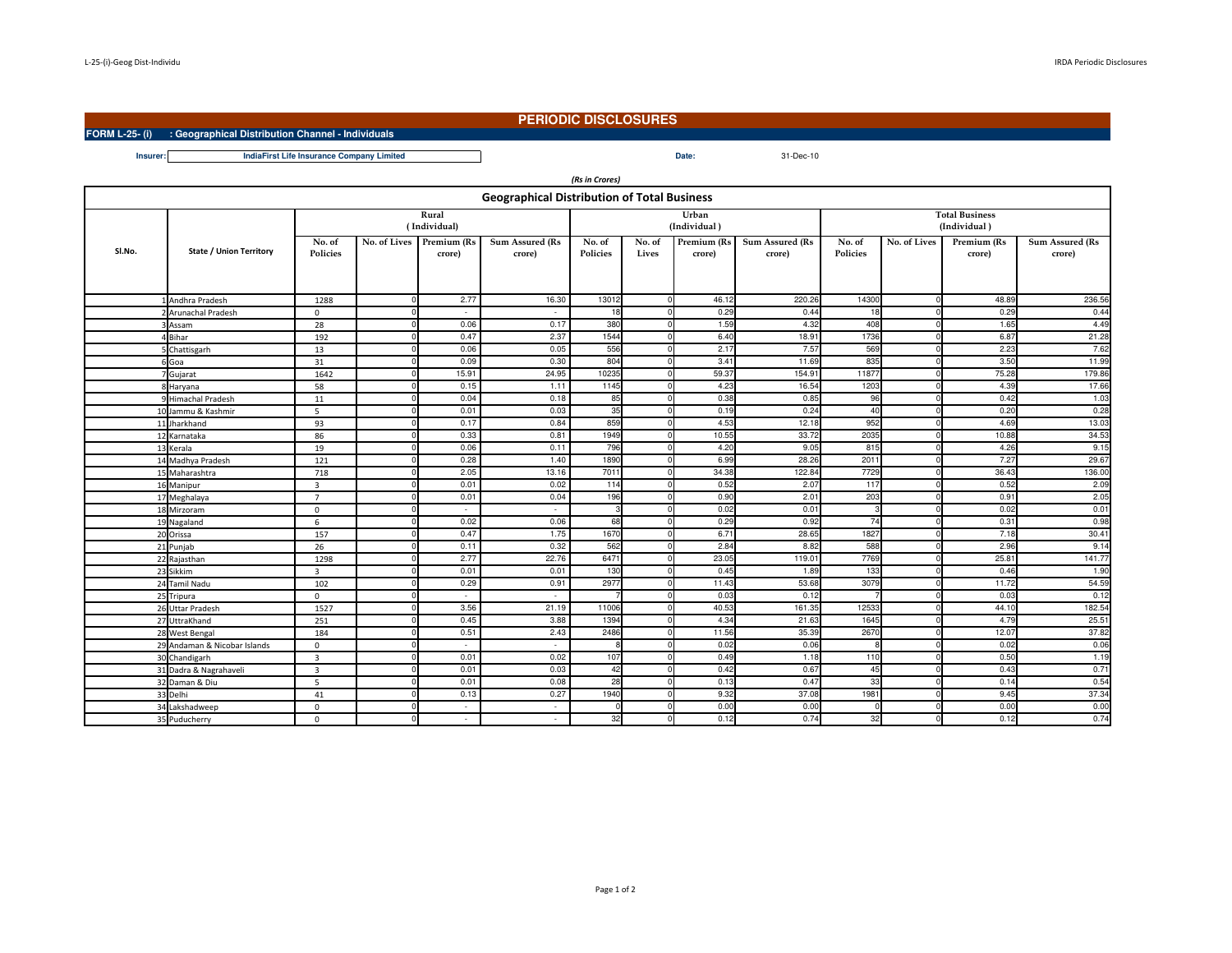## PERIODIC DISCLOSURES

**FORM L-25- (i) : Geographical Distribution Channel - Individuals**

**Insurer:** IndiaFirst Life Insurance Company Limited

**Date:** 31-Dec-10

*(Rs in Crores)*

### Geographical Distribution of Total Business

| Sl.No. | State / Union Territory | Rural (Individual) | | | | Urban (Individual) | | | | Total Business (Individual) | | | |
|---|---|---|---|---|---|---|---|---|---|---|---|---|---|
| | | No. of Policies | No. of Lives | Premium (Rs crore) | Sum Assured (Rs crore) | No. of Policies | No. of Lives | Premium (Rs crore) | Sum Assured (Rs crore) | No. of Policies | No. of Lives | Premium (Rs crore) | Sum Assured (Rs crore) |
| 1 | Andhra Pradesh | 1288 | 0 | 2.77 | 16.30 | 13012 | 0 | 46.12 | 220.26 | 14300 | 0 | 48.89 | 236.56 |
| 2 | Arunachal Pradesh | 0 | 0 | - | - | 18 | 0 | 0.29 | 0.44 | 18 | 0 | 0.29 | 0.44 |
| 3 | Assam | 28 | 0 | 0.06 | 0.17 | 380 | 0 | 1.59 | 4.32 | 408 | 0 | 1.65 | 4.49 |
| 4 | Bihar | 192 | 0 | 0.47 | 2.37 | 1544 | 0 | 6.40 | 18.91 | 1736 | 0 | 6.87 | 21.28 |
| 5 | Chattisgarh | 13 | 0 | 0.06 | 0.05 | 556 | 0 | 2.17 | 7.57 | 569 | 0 | 2.23 | 7.62 |
| 6 | Goa | 31 | 0 | 0.09 | 0.30 | 804 | 0 | 3.41 | 11.69 | 835 | 0 | 3.50 | 11.99 |
| 7 | Gujarat | 1642 | 0 | 15.91 | 24.95 | 10235 | 0 | 59.37 | 154.91 | 11877 | 0 | 75.28 | 179.86 |
| 8 | Haryana | 58 | 0 | 0.15 | 1.11 | 1145 | 0 | 4.23 | 16.54 | 1203 | 0 | 4.39 | 17.66 |
| 9 | Himachal Pradesh | 11 | 0 | 0.04 | 0.18 | 85 | 0 | 0.38 | 0.85 | 96 | 0 | 0.42 | 1.03 |
| 10 | Jammu & Kashmir | 5 | 0 | 0.01 | 0.03 | 35 | 0 | 0.19 | 0.24 | 40 | 0 | 0.20 | 0.28 |
| 11 | Jharkhand | 93 | 0 | 0.17 | 0.84 | 859 | 0 | 4.53 | 12.18 | 952 | 0 | 4.69 | 13.03 |
| 12 | Karnataka | 86 | 0 | 0.33 | 0.81 | 1949 | 0 | 10.55 | 33.72 | 2035 | 0 | 10.88 | 34.53 |
| 13 | Kerala | 19 | 0 | 0.06 | 0.11 | 796 | 0 | 4.20 | 9.05 | 815 | 0 | 4.26 | 9.15 |
| 14 | Madhya Pradesh | 121 | 0 | 0.28 | 1.40 | 1890 | 0 | 6.99 | 28.26 | 2011 | 0 | 7.27 | 29.67 |
| 15 | Maharashtra | 718 | 0 | 2.05 | 13.16 | 7011 | 0 | 34.38 | 122.84 | 7729 | 0 | 36.43 | 136.00 |
| 16 | Manipur | 3 | 0 | 0.01 | 0.02 | 114 | 0 | 0.52 | 2.07 | 117 | 0 | 0.52 | 2.09 |
| 17 | Meghalaya | 7 | 0 | 0.01 | 0.04 | 196 | 0 | 0.90 | 2.01 | 203 | 0 | 0.91 | 2.05 |
| 18 | Mirzoram | 0 | 0 | - | - | 3 | 0 | 0.02 | 0.01 | 3 | 0 | 0.02 | 0.01 |
| 19 | Nagaland | 6 | 0 | 0.02 | 0.06 | 68 | 0 | 0.29 | 0.92 | 74 | 0 | 0.31 | 0.98 |
| 20 | Orissa | 157 | 0 | 0.47 | 1.75 | 1670 | 0 | 6.71 | 28.65 | 1827 | 0 | 7.18 | 30.41 |
| 21 | Punjab | 26 | 0 | 0.11 | 0.32 | 562 | 0 | 2.84 | 8.82 | 588 | 0 | 2.96 | 9.14 |
| 22 | Rajasthan | 1298 | 0 | 2.77 | 22.76 | 6471 | 0 | 23.05 | 119.01 | 7769 | 0 | 25.81 | 141.77 |
| 23 | Sikkim | 3 | 0 | 0.01 | 0.01 | 130 | 0 | 0.45 | 1.89 | 133 | 0 | 0.46 | 1.90 |
| 24 | Tamil Nadu | 102 | 0 | 0.29 | 0.91 | 2977 | 0 | 11.43 | 53.68 | 3079 | 0 | 11.72 | 54.59 |
| 25 | Tripura | 0 | 0 | - | - | 7 | 0 | 0.03 | 0.12 | 7 | 0 | 0.03 | 0.12 |
| 26 | Uttar Pradesh | 1527 | 0 | 3.56 | 21.19 | 11006 | 0 | 40.53 | 161.35 | 12533 | 0 | 44.10 | 182.54 |
| 27 | UttraKhand | 251 | 0 | 0.45 | 3.88 | 1394 | 0 | 4.34 | 21.63 | 1645 | 0 | 4.79 | 25.51 |
| 28 | West Bengal | 184 | 0 | 0.51 | 2.43 | 2486 | 0 | 11.56 | 35.39 | 2670 | 0 | 12.07 | 37.82 |
| 29 | Andaman & Nicobar Islands | 0 | 0 | - | - | 8 | 0 | 0.02 | 0.06 | 8 | 0 | 0.02 | 0.06 |
| 30 | Chandigarh | 3 | 0 | 0.01 | 0.02 | 107 | 0 | 0.49 | 1.18 | 110 | 0 | 0.50 | 1.19 |
| 31 | Dadra & Nagrahaveli | 3 | 0 | 0.01 | 0.03 | 42 | 0 | 0.42 | 0.67 | 45 | 0 | 0.43 | 0.71 |
| 32 | Daman & Diu | 5 | 0 | 0.01 | 0.08 | 28 | 0 | 0.13 | 0.47 | 33 | 0 | 0.14 | 0.54 |
| 33 | Delhi | 41 | 0 | 0.13 | 0.27 | 1940 | 0 | 9.32 | 37.08 | 1981 | 0 | 9.45 | 37.34 |
| 34 | Lakshadweep | 0 | 0 | - | - | 0 | 0 | 0.00 | 0.00 | 0 | 0 | 0.00 | 0.00 |
| 35 | Puducherry | 0 | 0 | - | - | 32 | 0 | 0.12 | 0.74 | 32 | 0 | 0.12 | 0.74 |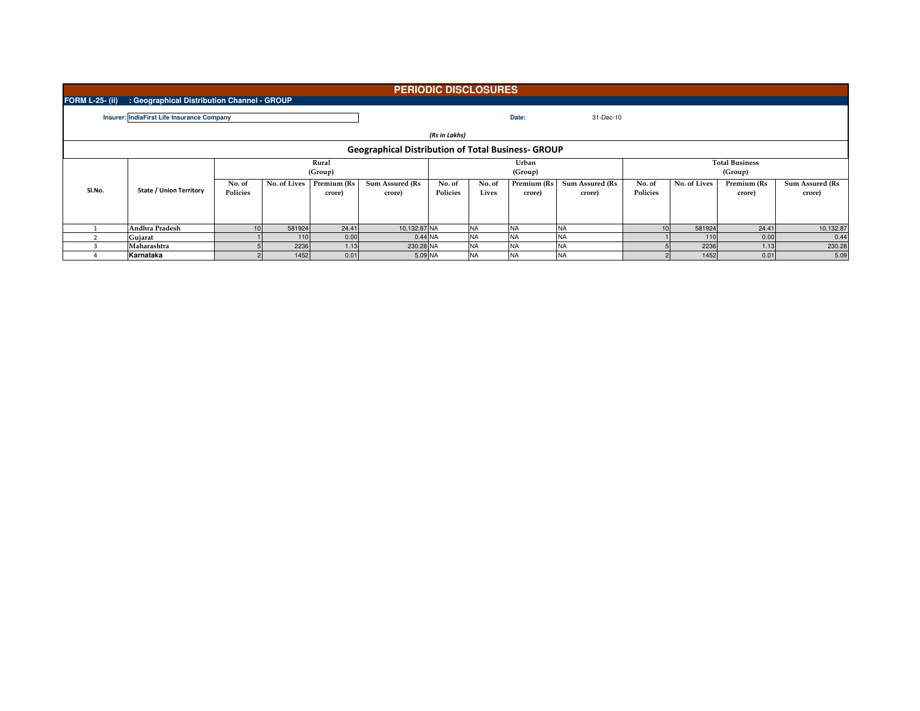# PERIODIC DISCLOSURES

**FORM L-25- (ii) : Geographical Distribution Channel - GROUP**

**Insurer:** IndiaFirst Life Insurance Company

**Date:** 31-Dec-10

*(Rs in Lakhs)*

## Geographical Distribution of Total Business- GROUP

| Sl.No. | State / Union Territory | Rural (Group) | | | | Urban (Group) | | | | Total Business (Group) | | | |
|---|---|---|---|---|---|---|---|---|---|---|---|---|---|
| | | No. of Policies | No. of Lives | Premium (Rs crore) | Sum Assured (Rs crore) | No. of Policies | No. of Lives | Premium (Rs crore) | Sum Assured (Rs crore) | No. of Policies | No. of Lives | Premium (Rs crore) | Sum Assured (Rs crore) |
| 1 | Andhra Pradesh | 10 | 581924 | 24.41 | 10,132.87 | NA | NA | NA | NA | 10 | 581924 | 24.41 | 10,132.87 |
| 2 | Gujarat | 1 | 110 | 0.00 | 0.44 | NA | NA | NA | NA | 1 | 110 | 0.00 | 0.44 |
| 3 | Maharashtra | 5 | 2236 | 1.13 | 230.28 | NA | NA | NA | NA | 5 | 2236 | 1.13 | 230.28 |
| 4 | Karnataka | 2 | 1452 | 0.01 | 5.09 | NA | NA | NA | NA | 2 | 1452 | 0.01 | 5.09 |